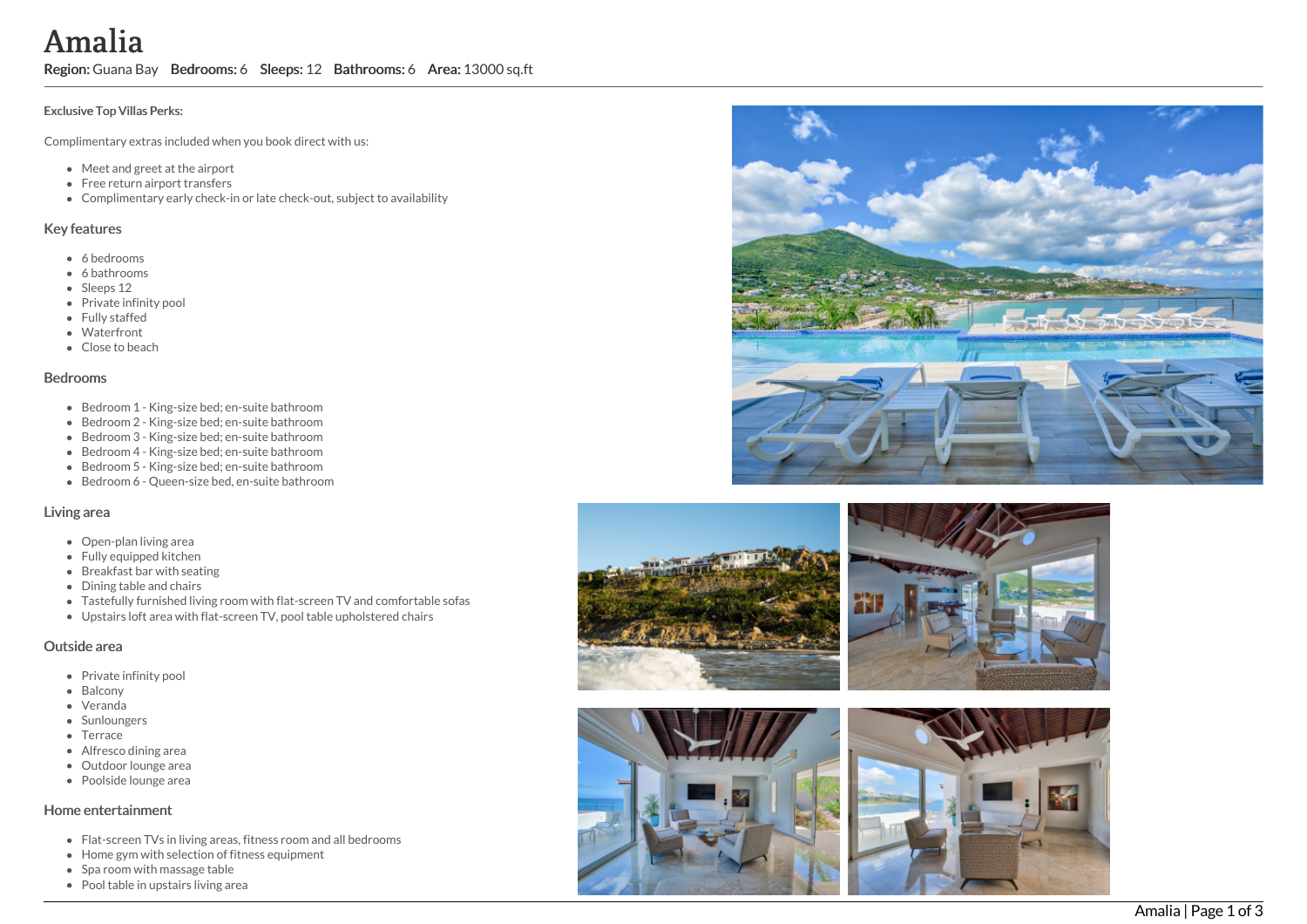# Amalia

**Region:** Guana Bay **Bedrooms:** 6 **Sleeps:** 12 **Bathrooms:** 6 **Area:** 13000 sq.ft

**Exclusive Top Villas Perks:**

Complimentary extras included when you book direct with us:

- Meet and greet at the airport
- Free return airport transfers
- Complimentary early check-in or late check-out, subject to availability

## Key features

- 6 bedrooms
- 6 bathrooms
- Sleeps 12
- Private infinity pool
- Fully staffed
- Waterfront
- Close to beach

## Bedrooms

- Bedroom 1 - King-size bed; en-suite bathroom
- Bedroom 2 - King-size bed; en-suite bathroom
- Bedroom 3 - King-size bed; en-suite bathroom
- Bedroom 4 - King-size bed; en-suite bathroom
- Bedroom 5 - King-size bed; en-suite bathroom
- Bedroom 6 - Queen-size bed, en-suite bathroom

## Living area

- Open-plan living area
- Fully equipped kitchen
- Breakfast bar with seating
- Dining table and chairs
- Tastefully furnished living room with flat-screen TV and comfortable sofas
- Upstairs loft area with flat-screen TV, pool table upholstered chairs

## Outside area

- Private infinity pool
- Balcony
- Veranda
- Sunloungers
- Terrace
- Alfresco dining area
- Outdoor lounge area
- Poolside lounge area

## Home entertainment

- Flat-screen TVs in living areas, fitness room and all bedrooms
- Home gym with selection of fitness equipment
- Spa room with massage table
- Pool table in upstairs living area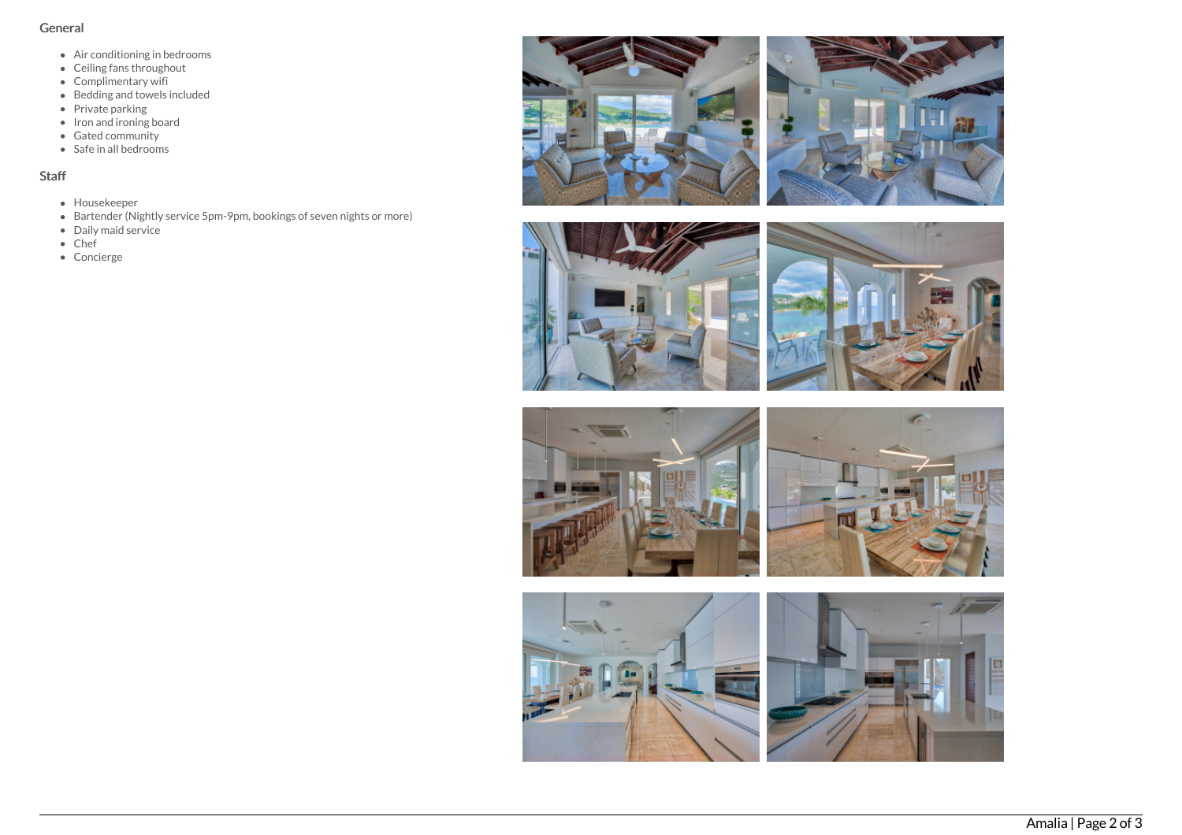## General

- Air conditioning in bedrooms
- Ceiling fans throughout
- Complimentary wifi
- Bedding and towels included
- Private parking
- Iron and ironing board
- Gated community
- Safe in all bedrooms

## Staff

- Housekeeper
- Bartender (Nightly service 5pm-9pm, bookings of seven nights or more)
- Daily maid service
- Chef
- Concierge